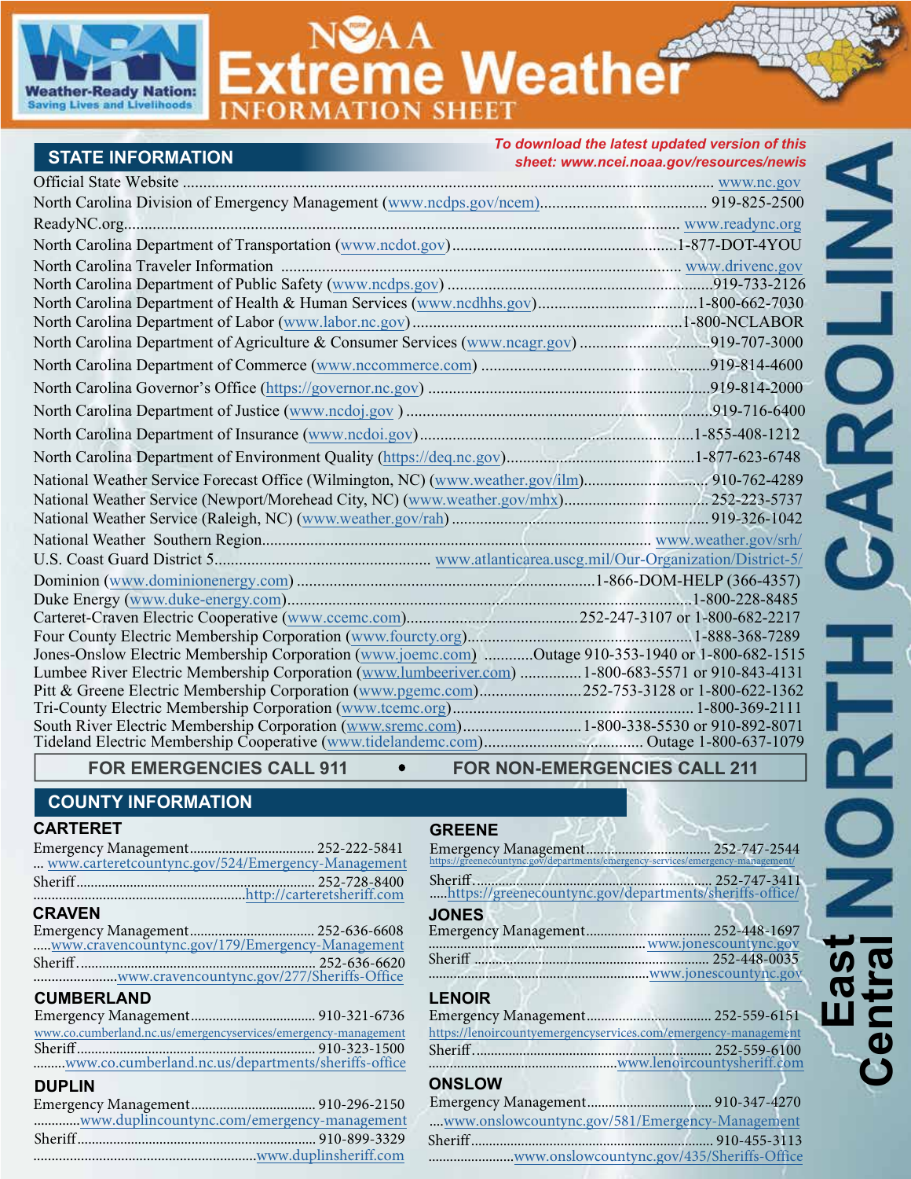# NOAA Extreme Weather Information Sheet

Weather-Ready Nation: Saving Lives and Livelihoods

# NORTH CAROLINA — East Central

*To download the latest updated version of this sheet: www.ncei.noaa.gov/resources/newis*

## STATE INFORMATION

| Resource | Contact |
|---|---|
| Official State Website | www.nc.gov |
| North Carolina Division of Emergency Management (www.ncdps.gov/ncem) | 919-825-2500 |
| ReadyNC.org | www.readync.org |
| North Carolina Department of Transportation (www.ncdot.gov) | 1-877-DOT-4YOU |
| North Carolina Traveler Information | www.drivenc.gov |
| North Carolina Department of Public Safety (www.ncdps.gov) | 919-733-2126 |
| North Carolina Department of Health & Human Services (www.ncdhhs.gov) | 1-800-662-7030 |
| North Carolina Department of Labor (www.labor.nc.gov) | 1-800-NCLABOR |
| North Carolina Department of Agriculture & Consumer Services (www.ncagr.gov) | 919-707-3000 |
| North Carolina Department of Commerce (www.nccommerce.com) | 919-814-4600 |
| North Carolina Governor's Office (https://governor.nc.gov) | 919-814-2000 |
| North Carolina Department of Justice (www.ncdoj.gov ) | 919-716-6400 |
| North Carolina Department of Insurance (www.ncdoi.gov) | 1-855-408-1212 |
| North Carolina Department of Environment Quality (https://deq.nc.gov) | 1-877-623-6748 |
| National Weather Service Forecast Office (Wilmington, NC) (www.weather.gov/ilm) | 910-762-4289 |
| National Weather Service (Newport/Morehead City, NC) (www.weather.gov/mhx) | 252-223-5737 |
| National Weather Service (Raleigh, NC) (www.weather.gov/rah) | 919-326-1042 |
| National Weather Southern Region | www.weather.gov/srh/ |
| U.S. Coast Guard District 5 | www.atlanticarea.uscg.mil/Our-Organization/District-5/ |
| Dominion (www.dominionenergy.com) | 1-866-DOM-HELP (366-4357) |
| Duke Energy (www.duke-energy.com) | 1-800-228-8485 |
| Carteret-Craven Electric Cooperative (www.ccemc.com) | 252-247-3107 or 1-800-682-2217 |
| Four County Electric Membership Corporation (www.fourcty.org) | 1-888-368-7289 |
| Jones-Onslow Electric Membership Corporation (www.joemc.com) | Outage 910-353-1940 or 1-800-682-1515 |
| Lumbee River Electric Membership Corporation (www.lumbeeriver.com) | 1-800-683-5571 or 910-843-4131 |
| Pitt & Greene Electric Membership Corporation (www.pgemc.com) | 252-753-3128 or 1-800-622-1362 |
| Tri-County Electric Membership Corporation (www.tcemc.org) | 1-800-369-2111 |
| South River Electric Membership Corporation (www.sremc.com) | 1-800-338-5530 or 910-892-8071 |
| Tideland Electric Membership Cooperative (www.tidelandemc.com) | Outage 1-800-637-1079 |

**FOR EMERGENCIES CALL 911 • FOR NON-EMERGENCIES CALL 211**

## COUNTY INFORMATION

### CARTERET
- Emergency Management: 252-222-5841 — www.carteretcountync.gov/524/Emergency-Management
- Sheriff: 252-728-8400 — http://carteretsheriff.com

### CRAVEN
- Emergency Management: 252-636-6608 — www.cravencountync.gov/179/Emergency-Management
- Sheriff: 252-636-6620 — www.cravencountync.gov/277/Sheriffs-Office

### CUMBERLAND
- Emergency Management: 910-321-6736 — www.co.cumberland.nc.us/emergencyservices/emergency-management
- Sheriff: 910-323-1500 — www.co.cumberland.nc.us/departments/sheriffs-office

### DUPLIN
- Emergency Management: 910-296-2150 — www.duplincountync.com/emergency-management
- Sheriff: 910-899-3329 — www.duplinsheriff.com

### GREENE
- Emergency Management: 252-747-2544 — https://greenecountync.gov/departments/emergency-services/emergency-management/
- Sheriff: 252-747-3411 — https://greenecountync.gov/departments/sheriffs-office/

### JONES
- Emergency Management: 252-448-1697 — www.jonescountync.gov
- Sheriff: 252-448-0035 — www.jonescountync.gov

### LENOIR
- Emergency Management: 252-559-6151 — https://lenoircountyemergencyservices.com/emergency-management
- Sheriff: 252-559-6100 — www.lenoircountysheriff.com

### ONSLOW
- Emergency Management: 910-347-4270 — www.onslowcountync.gov/581/Emergency-Management
- Sheriff: 910-455-3113 — www.onslowcountync.gov/435/Sheriffs-Office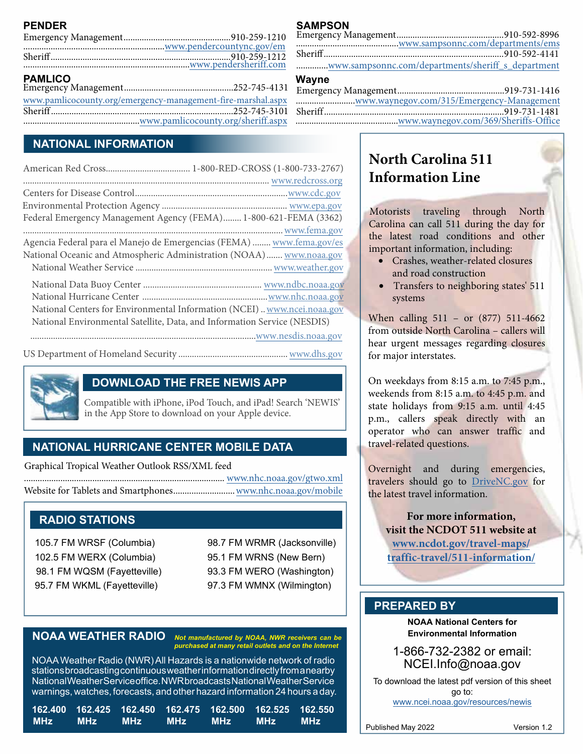## PENDER

Emergency Management...............................................910-259-1210
..............................................................www.pendercountync.gov/em
Sheriff...............................................................................910-259-1212
.........................................................................www.pendersheriff.com

## PAMLICO

Emergency Management................................................252-745-4131
www.pamlicocounty.org/emergency-management-fire-marshal.aspx
Sheriff...............................................................................252-745-3101
...................................................www.pamlicocounty.org/sheriff.aspx

## SAMPSON

Emergency Management...............................................910-592-8996
...............................................www.sampsonnc.com/departments/ems
Sheriff...............................................................................910-592-4141
..............www.sampsonnc.com/departments/sheriff_s_department

## Wayne

Emergency Management...............................................919-731-1416
..........................www.waynegov.com/315/Emergency-Management
Sheriff...............................................................................919-731-1481
.............................................www.waynegov.com/369/Sheriffs-Office

## NATIONAL INFORMATION

American Red Cross..................................... 1-800-RED-CROSS (1-800-733-2767)
.......................................................................................... www.redcross.org
Centers for Disease Control...................................................................www.cdc.gov
Environmental Protection Agency ........................................................ www.epa.gov
Federal Emergency Management Agency (FEMA)........ 1-800-621-FEMA (3362)
................................................................................................... www.fema.gov
Agencia Federal para el Manejo de Emergencias (FEMA) ........ www.fema.gov/es
National Oceanic and Atmospheric Administration (NOAA)....... www.noaa.gov
National Weather Service ............................................................ www.weather.gov
National Data Buoy Center .................................................... www.ndbc.noaa.gov
National Hurricane Center .......................................................www.nhc.noaa.gov
National Centers for Environmental Information (NCEI) .. www.ncei.noaa.gov
National Environmental Satellite, Data, and Information Service (NESDIS)
...................................................................................................www.nesdis.noaa.gov

US Department of Homeland Security ................................................. www.dhs.gov

## DOWNLOAD THE FREE NEWIS APP

Compatible with iPhone, iPod Touch, and iPad! Search 'NEWIS' in the App Store to download on your Apple device.

## NATIONAL HURRICANE CENTER MOBILE DATA

Graphical Tropical Weather Outlook RSS/XML feed
........................................................................................ www.nhc.noaa.gov/gtwo.xml
Website for Tablets and Smartphones........................... www.nhc.noaa.gov/mobile

## RADIO STATIONS

105.7 FM WRSF (Columbia)
102.5 FM WERX (Columbia)
98.1 FM WQSM (Fayetteville)
95.7 FM WKML (Fayetteville)
98.7 FM WRMR (Jacksonville)
95.1 FM WRNS (New Bern)
93.3 FM WERO (Washington)
97.3 FM WMNX (Wilmington)

## NOAA WEATHER RADIO

*Not manufactured by NOAA, NWR receivers can be purchased at many retail outlets and on the Internet*

NOAA Weather Radio (NWR) All Hazards is a nationwide network of radio stations broadcasting continuous weather information directly from a nearby National Weather Service office. NWR broadcasts National Weather Service warnings, watches, forecasts, and other hazard information 24 hours a day.

**162.400 MHz** **162.425 MHz** **162.450 MHz** **162.475 MHz** **162.500 MHz** **162.525 MHz** **162.550 MHz**

## North Carolina 511 Information Line

Motorists traveling through North Carolina can call 511 during the day for the latest road conditions and other important information, including:

- Crashes, weather-related closures and road construction
- Transfers to neighboring states' 511 systems

When calling 511 – or (877) 511-4662 from outside North Carolina – callers will hear urgent messages regarding closures for major interstates.

On weekdays from 8:15 a.m. to 7:45 p.m., weekends from 8:15 a.m. to 4:45 p.m. and state holidays from 9:15 a.m. until 4:45 p.m., callers speak directly with an operator who can answer traffic and travel-related questions.

Overnight and during emergencies, travelers should go to DriveNC.gov for the latest travel information.

**For more information, visit the NCDOT 511 website at www.ncdot.gov/travel-maps/traffic-travel/511-information/**

## PREPARED BY

**NOAA National Centers for Environmental Information**

1-866-732-2382 or email: NCEI.Info@noaa.gov

To download the latest pdf version of this sheet go to: www.ncei.noaa.gov/resources/newis

Published May 2022 Version 1.2